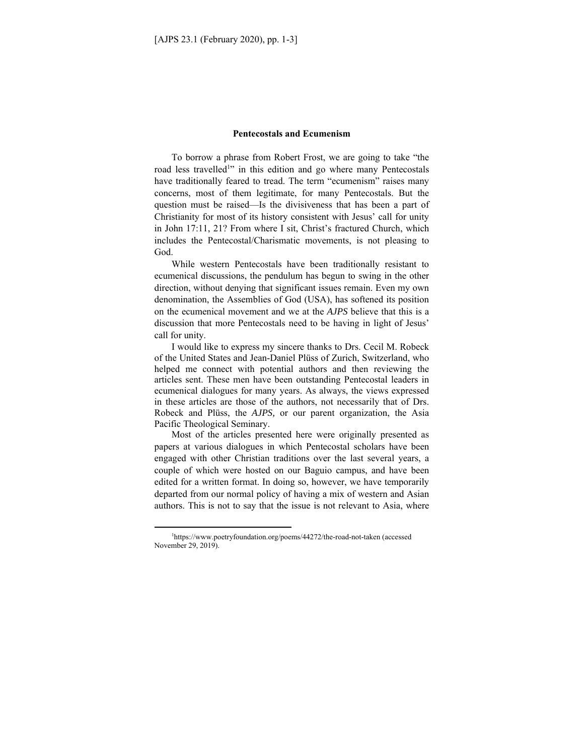## Pentecostals and Ecumenism

To borrow a phrase from Robert Frost, we are going to take "the road less travelled[1]" in this edition and go where many Pentecostals have traditionally feared to tread. The term "ecumenism" raises many concerns, most of them legitimate, for many Pentecostals. But the question must be raised—Is the divisiveness that has been a part of Christianity for most of its history consistent with Jesus' call for unity in John 17:11, 21? From where I sit, Christ's fractured Church, which includes the Pentecostal/Charismatic movements, is not pleasing to God.

While western Pentecostals have been traditionally resistant to ecumenical discussions, the pendulum has begun to swing in the other direction, without denying that significant issues remain. Even my own denomination, the Assemblies of God (USA), has softened its position on the ecumenical movement and we at the *AJPS* believe that this is a discussion that more Pentecostals need to be having in light of Jesus' call for unity.

I would like to express my sincere thanks to Drs. Cecil M. Robeck of the United States and Jean-Daniel Plüss of Zurich, Switzerland, who helped me connect with potential authors and then reviewing the articles sent. These men have been outstanding Pentecostal leaders in ecumenical dialogues for many years. As always, the views expressed in these articles are those of the authors, not necessarily that of Drs. Robeck and Plüss, the *AJPS,* or our parent organization, the Asia Pacific Theological Seminary.

Most of the articles presented here were originally presented as papers at various dialogues in which Pentecostal scholars have been engaged with other Christian traditions over the last several years, a couple of which were hosted on our Baguio campus, and have been edited for a written format. In doing so, however, we have temporarily departed from our normal policy of having a mix of western and Asian authors. This is not to say that the issue is not relevant to Asia, where

---

[1]https://www.poetryfoundation.org/poems/44272/the-road-not-taken (accessed November 29, 2019).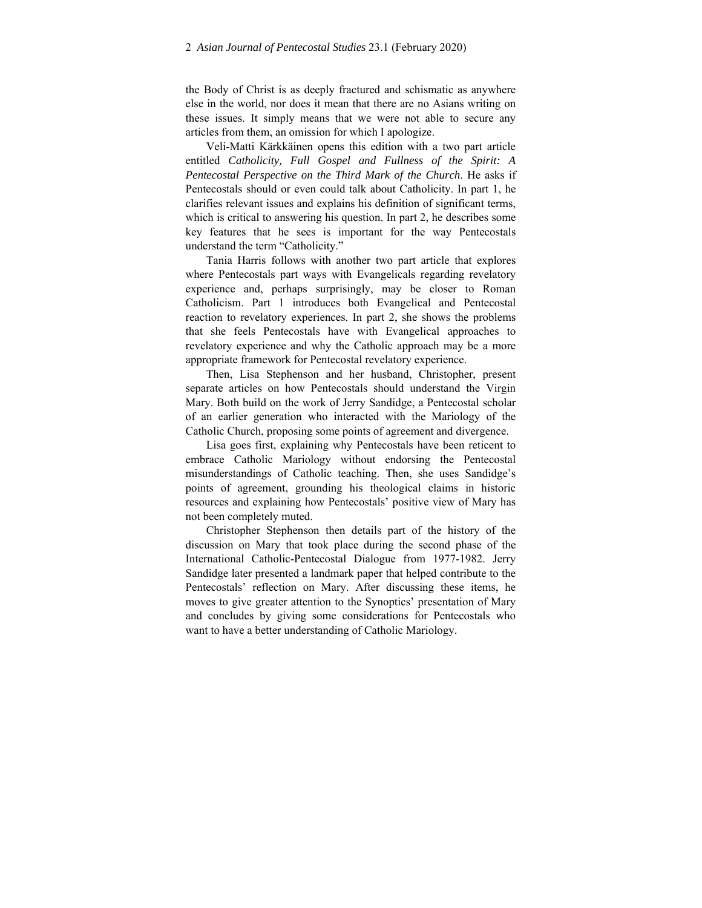the Body of Christ is as deeply fractured and schismatic as anywhere else in the world, nor does it mean that there are no Asians writing on these issues. It simply means that we were not able to secure any articles from them, an omission for which I apologize.

Veli-Matti Kärkkäinen opens this edition with a two part article entitled *Catholicity, Full Gospel and Fullness of the Spirit: A Pentecostal Perspective on the Third Mark of the Church*. He asks if Pentecostals should or even could talk about Catholicity. In part 1, he clarifies relevant issues and explains his definition of significant terms, which is critical to answering his question. In part 2, he describes some key features that he sees is important for the way Pentecostals understand the term "Catholicity."

Tania Harris follows with another two part article that explores where Pentecostals part ways with Evangelicals regarding revelatory experience and, perhaps surprisingly, may be closer to Roman Catholicism. Part 1 introduces both Evangelical and Pentecostal reaction to revelatory experiences. In part 2, she shows the problems that she feels Pentecostals have with Evangelical approaches to revelatory experience and why the Catholic approach may be a more appropriate framework for Pentecostal revelatory experience.

Then, Lisa Stephenson and her husband, Christopher, present separate articles on how Pentecostals should understand the Virgin Mary. Both build on the work of Jerry Sandidge, a Pentecostal scholar of an earlier generation who interacted with the Mariology of the Catholic Church, proposing some points of agreement and divergence.

Lisa goes first, explaining why Pentecostals have been reticent to embrace Catholic Mariology without endorsing the Pentecostal misunderstandings of Catholic teaching. Then, she uses Sandidge's points of agreement, grounding his theological claims in historic resources and explaining how Pentecostals' positive view of Mary has not been completely muted.

Christopher Stephenson then details part of the history of the discussion on Mary that took place during the second phase of the International Catholic-Pentecostal Dialogue from 1977-1982. Jerry Sandidge later presented a landmark paper that helped contribute to the Pentecostals' reflection on Mary. After discussing these items, he moves to give greater attention to the Synoptics' presentation of Mary and concludes by giving some considerations for Pentecostals who want to have a better understanding of Catholic Mariology.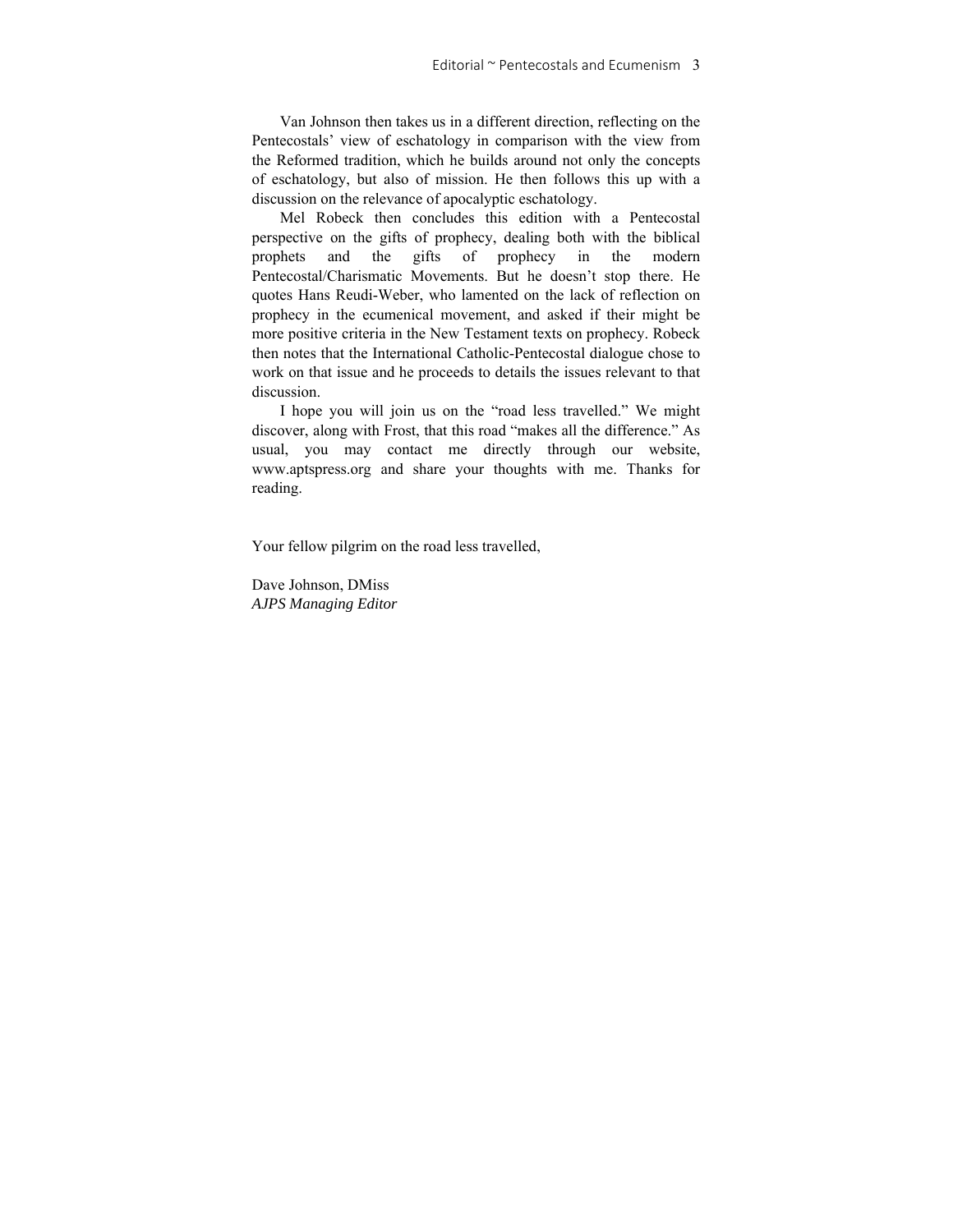Van Johnson then takes us in a different direction, reflecting on the Pentecostals' view of eschatology in comparison with the view from the Reformed tradition, which he builds around not only the concepts of eschatology, but also of mission. He then follows this up with a discussion on the relevance of apocalyptic eschatology.

Mel Robeck then concludes this edition with a Pentecostal perspective on the gifts of prophecy, dealing both with the biblical prophets and the gifts of prophecy in the modern Pentecostal/Charismatic Movements. But he doesn't stop there. He quotes Hans Reudi-Weber, who lamented on the lack of reflection on prophecy in the ecumenical movement, and asked if their might be more positive criteria in the New Testament texts on prophecy. Robeck then notes that the International Catholic-Pentecostal dialogue chose to work on that issue and he proceeds to details the issues relevant to that discussion.

I hope you will join us on the "road less travelled." We might discover, along with Frost, that this road "makes all the difference." As usual, you may contact me directly through our website, www.aptspress.org and share your thoughts with me. Thanks for reading.

Your fellow pilgrim on the road less travelled,

Dave Johnson, DMiss
*AJPS Managing Editor*